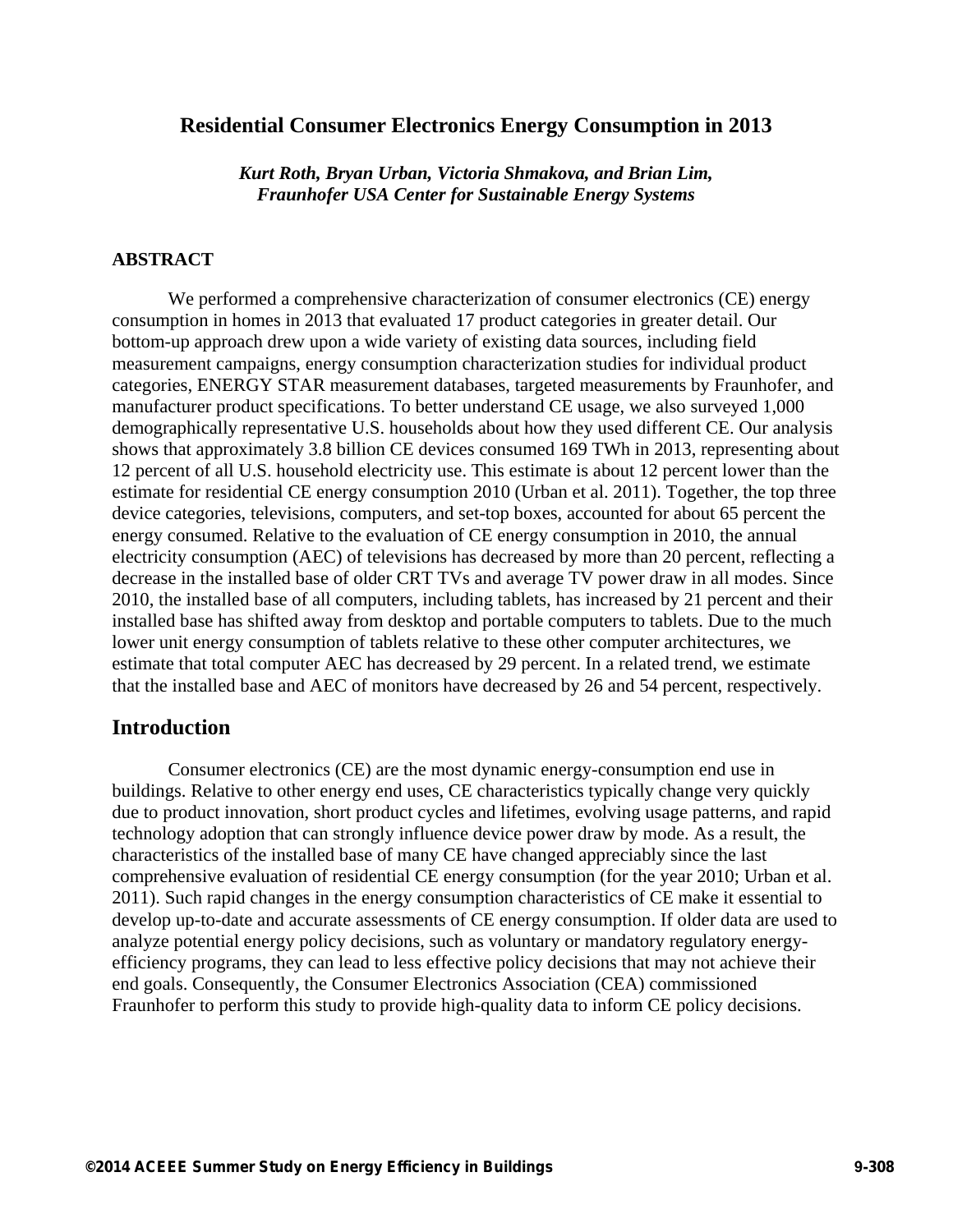# Residential Consumer Electronics Energy Consumption in 2013

***Kurt Roth, Bryan Urban, Victoria Shmakova, and Brian Lim, Fraunhofer USA Center for Sustainable Energy Systems***

## ABSTRACT

We performed a comprehensive characterization of consumer electronics (CE) energy consumption in homes in 2013 that evaluated 17 product categories in greater detail. Our bottom-up approach drew upon a wide variety of existing data sources, including field measurement campaigns, energy consumption characterization studies for individual product categories, ENERGY STAR measurement databases, targeted measurements by Fraunhofer, and manufacturer product specifications. To better understand CE usage, we also surveyed 1,000 demographically representative U.S. households about how they used different CE. Our analysis shows that approximately 3.8 billion CE devices consumed 169 TWh in 2013, representing about 12 percent of all U.S. household electricity use. This estimate is about 12 percent lower than the estimate for residential CE energy consumption 2010 (Urban et al. 2011). Together, the top three device categories, televisions, computers, and set-top boxes, accounted for about 65 percent the energy consumed. Relative to the evaluation of CE energy consumption in 2010, the annual electricity consumption (AEC) of televisions has decreased by more than 20 percent, reflecting a decrease in the installed base of older CRT TVs and average TV power draw in all modes. Since 2010, the installed base of all computers, including tablets, has increased by 21 percent and their installed base has shifted away from desktop and portable computers to tablets. Due to the much lower unit energy consumption of tablets relative to these other computer architectures, we estimate that total computer AEC has decreased by 29 percent. In a related trend, we estimate that the installed base and AEC of monitors have decreased by 26 and 54 percent, respectively.

## Introduction

Consumer electronics (CE) are the most dynamic energy-consumption end use in buildings. Relative to other energy end uses, CE characteristics typically change very quickly due to product innovation, short product cycles and lifetimes, evolving usage patterns, and rapid technology adoption that can strongly influence device power draw by mode. As a result, the characteristics of the installed base of many CE have changed appreciably since the last comprehensive evaluation of residential CE energy consumption (for the year 2010; Urban et al. 2011). Such rapid changes in the energy consumption characteristics of CE make it essential to develop up-to-date and accurate assessments of CE energy consumption. If older data are used to analyze potential energy policy decisions, such as voluntary or mandatory regulatory energy-efficiency programs, they can lead to less effective policy decisions that may not achieve their end goals. Consequently, the Consumer Electronics Association (CEA) commissioned Fraunhofer to perform this study to provide high-quality data to inform CE policy decisions.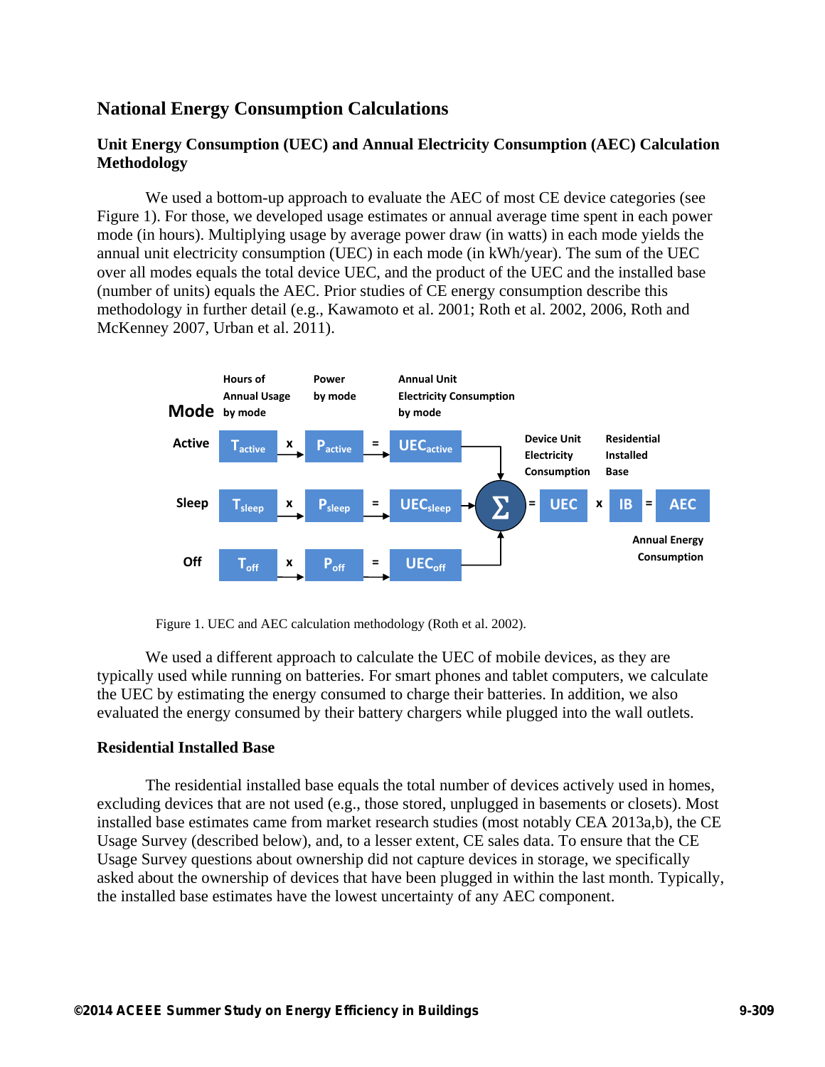## National Energy Consumption Calculations

### Unit Energy Consumption (UEC) and Annual Electricity Consumption (AEC) Calculation Methodology

We used a bottom-up approach to evaluate the AEC of most CE device categories (see Figure 1). For those, we developed usage estimates or annual average time spent in each power mode (in hours). Multiplying usage by average power draw (in watts) in each mode yields the annual unit electricity consumption (UEC) in each mode (in kWh/year). The sum of the UEC over all modes equals the total device UEC, and the product of the UEC and the installed base (number of units) equals the AEC. Prior studies of CE energy consumption describe this methodology in further detail (e.g., Kawamoto et al. 2001; Roth et al. 2002, 2006, Roth and McKenney 2007, Urban et al. 2011).

| Mode | Hours of Annual Usage by mode | | Power by mode | | Annual Unit Electricity Consumption by mode |
|---|---|---|---|---|---|
| Active | $T_{active}$ | x | $P_{active}$ | = | $UEC_{active}$ |
| Sleep | $T_{sleep}$ | x | $P_{sleep}$ | = | $UEC_{sleep}$ |
| Off | $T_{off}$ | x | $P_{off}$ | = | $UEC_{off}$ |

$$\Sigma = UEC \times IB = AEC$$

(UEC: Device Unit Electricity Consumption; IB: Residential Installed Base; AEC: Annual Energy Consumption)

Figure 1. UEC and AEC calculation methodology (Roth et al. 2002).

We used a different approach to calculate the UEC of mobile devices, as they are typically used while running on batteries. For smart phones and tablet computers, we calculate the UEC by estimating the energy consumed to charge their batteries. In addition, we also evaluated the energy consumed by their battery chargers while plugged into the wall outlets.

### Residential Installed Base

The residential installed base equals the total number of devices actively used in homes, excluding devices that are not used (e.g., those stored, unplugged in basements or closets). Most installed base estimates came from market research studies (most notably CEA 2013a,b), the CE Usage Survey (described below), and, to a lesser extent, CE sales data. To ensure that the CE Usage Survey questions about ownership did not capture devices in storage, we specifically asked about the ownership of devices that have been plugged in within the last month. Typically, the installed base estimates have the lowest uncertainty of any AEC component.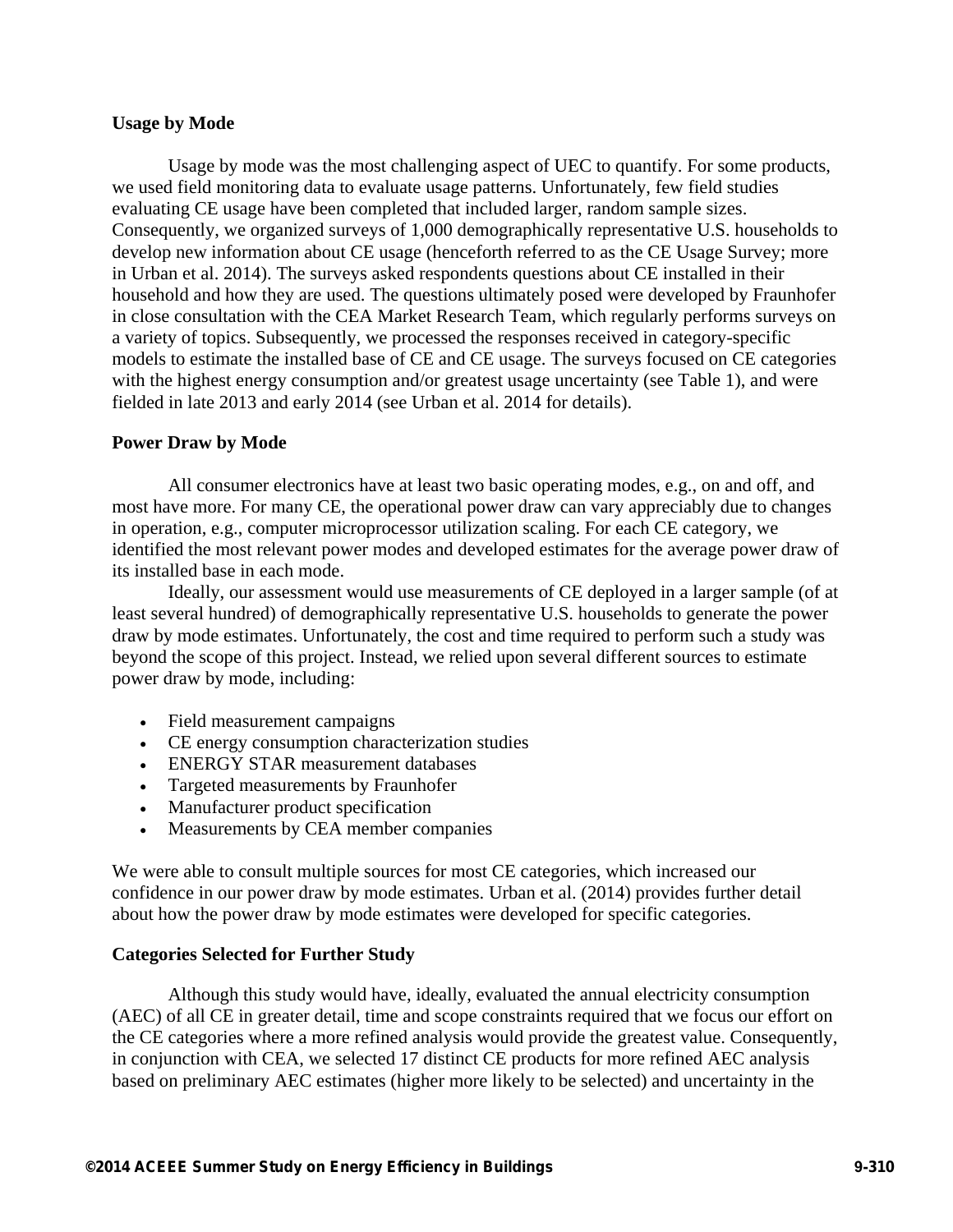### Usage by Mode

Usage by mode was the most challenging aspect of UEC to quantify. For some products, we used field monitoring data to evaluate usage patterns. Unfortunately, few field studies evaluating CE usage have been completed that included larger, random sample sizes. Consequently, we organized surveys of 1,000 demographically representative U.S. households to develop new information about CE usage (henceforth referred to as the CE Usage Survey; more in Urban et al. 2014). The surveys asked respondents questions about CE installed in their household and how they are used. The questions ultimately posed were developed by Fraunhofer in close consultation with the CEA Market Research Team, which regularly performs surveys on a variety of topics. Subsequently, we processed the responses received in category-specific models to estimate the installed base of CE and CE usage. The surveys focused on CE categories with the highest energy consumption and/or greatest usage uncertainty (see Table 1), and were fielded in late 2013 and early 2014 (see Urban et al. 2014 for details).

### Power Draw by Mode

All consumer electronics have at least two basic operating modes, e.g., on and off, and most have more. For many CE, the operational power draw can vary appreciably due to changes in operation, e.g., computer microprocessor utilization scaling. For each CE category, we identified the most relevant power modes and developed estimates for the average power draw of its installed base in each mode.

Ideally, our assessment would use measurements of CE deployed in a larger sample (of at least several hundred) of demographically representative U.S. households to generate the power draw by mode estimates. Unfortunately, the cost and time required to perform such a study was beyond the scope of this project. Instead, we relied upon several different sources to estimate power draw by mode, including:

- Field measurement campaigns
- CE energy consumption characterization studies
- ENERGY STAR measurement databases
- Targeted measurements by Fraunhofer
- Manufacturer product specification
- Measurements by CEA member companies

We were able to consult multiple sources for most CE categories, which increased our confidence in our power draw by mode estimates. Urban et al. (2014) provides further detail about how the power draw by mode estimates were developed for specific categories.

### Categories Selected for Further Study

Although this study would have, ideally, evaluated the annual electricity consumption (AEC) of all CE in greater detail, time and scope constraints required that we focus our effort on the CE categories where a more refined analysis would provide the greatest value. Consequently, in conjunction with CEA, we selected 17 distinct CE products for more refined AEC analysis based on preliminary AEC estimates (higher more likely to be selected) and uncertainty in the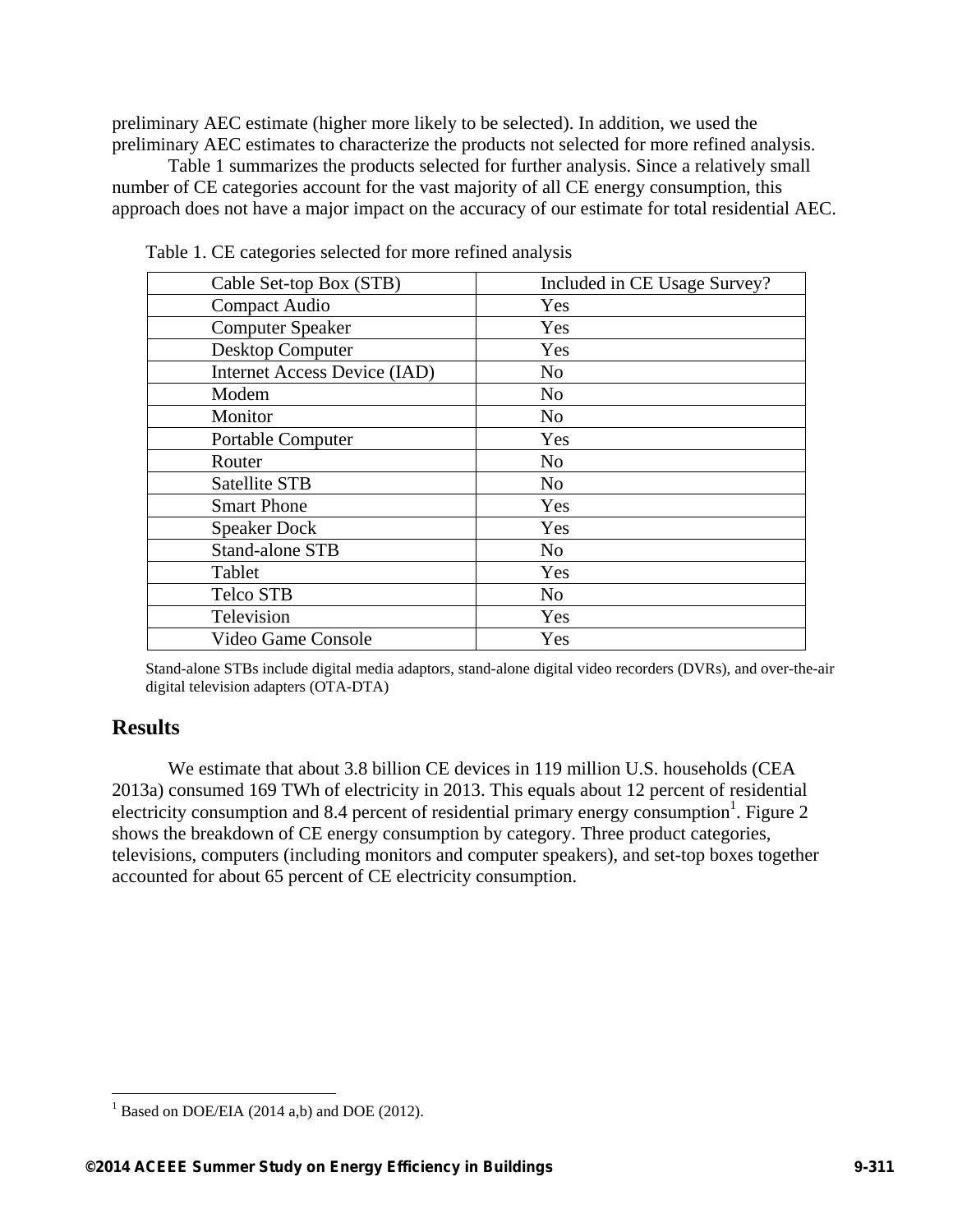preliminary AEC estimate (higher more likely to be selected). In addition, we used the preliminary AEC estimates to characterize the products not selected for more refined analysis.

Table 1 summarizes the products selected for further analysis. Since a relatively small number of CE categories account for the vast majority of all CE energy consumption, this approach does not have a major impact on the accuracy of our estimate for total residential AEC.

Table 1. CE categories selected for more refined analysis

| Cable Set-top Box (STB) | Included in CE Usage Survey? |
|---|---|
| Compact Audio | Yes |
| Computer Speaker | Yes |
| Desktop Computer | Yes |
| Internet Access Device (IAD) | No |
| Modem | No |
| Monitor | No |
| Portable Computer | Yes |
| Router | No |
| Satellite STB | No |
| Smart Phone | Yes |
| Speaker Dock | Yes |
| Stand-alone STB | No |
| Tablet | Yes |
| Telco STB | No |
| Television | Yes |
| Video Game Console | Yes |

Stand-alone STBs include digital media adaptors, stand-alone digital video recorders (DVRs), and over-the-air digital television adapters (OTA-DTA)

## Results

We estimate that about 3.8 billion CE devices in 119 million U.S. households (CEA 2013a) consumed 169 TWh of electricity in 2013. This equals about 12 percent of residential electricity consumption and 8.4 percent of residential primary energy consumption[1]. Figure 2 shows the breakdown of CE energy consumption by category. Three product categories, televisions, computers (including monitors and computer speakers), and set-top boxes together accounted for about 65 percent of CE electricity consumption.

[1] Based on DOE/EIA (2014 a,b) and DOE (2012).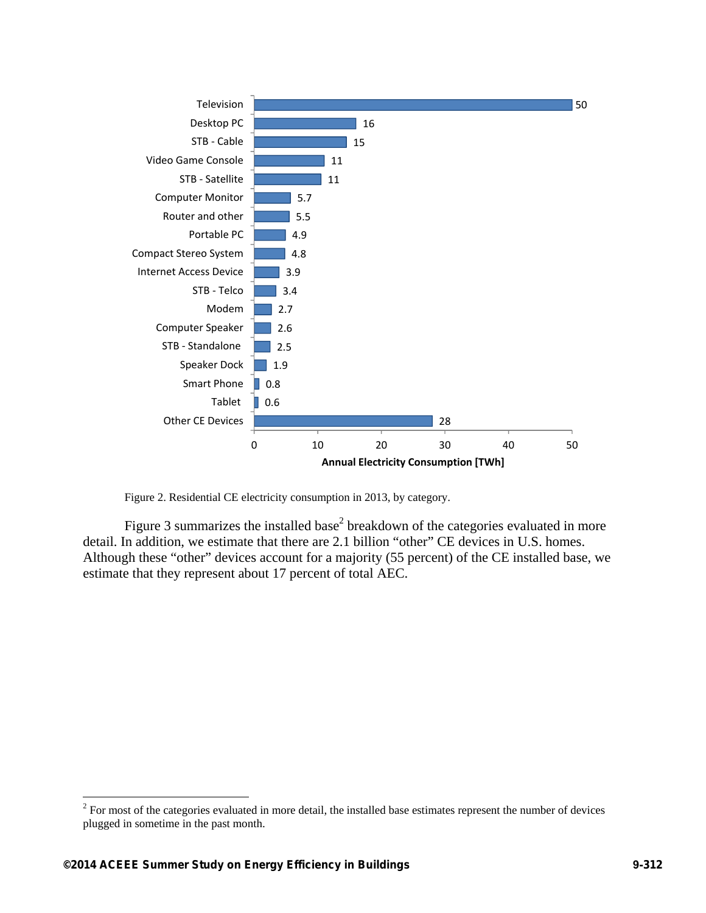| Category | Annual Electricity Consumption [TWh] |
|---|---|
| Television | 50 |
| Desktop PC | 16 |
| STB - Cable | 15 |
| Video Game Console | 11 |
| STB - Satellite | 11 |
| Computer Monitor | 5.7 |
| Router and other | 5.5 |
| Portable PC | 4.9 |
| Compact Stereo System | 4.8 |
| Internet Access Device | 3.9 |
| STB - Telco | 3.4 |
| Modem | 2.7 |
| Computer Speaker | 2.6 |
| STB - Standalone | 2.5 |
| Speaker Dock | 1.9 |
| Smart Phone | 0.8 |
| Tablet | 0.6 |
| Other CE Devices | 28 |

Figure 2. Residential CE electricity consumption in 2013, by category.

Figure 3 summarizes the installed base[2] breakdown of the categories evaluated in more detail. In addition, we estimate that there are 2.1 billion "other" CE devices in U.S. homes. Although these "other" devices account for a majority (55 percent) of the CE installed base, we estimate that they represent about 17 percent of total AEC.

---

[2] For most of the categories evaluated in more detail, the installed base estimates represent the number of devices plugged in sometime in the past month.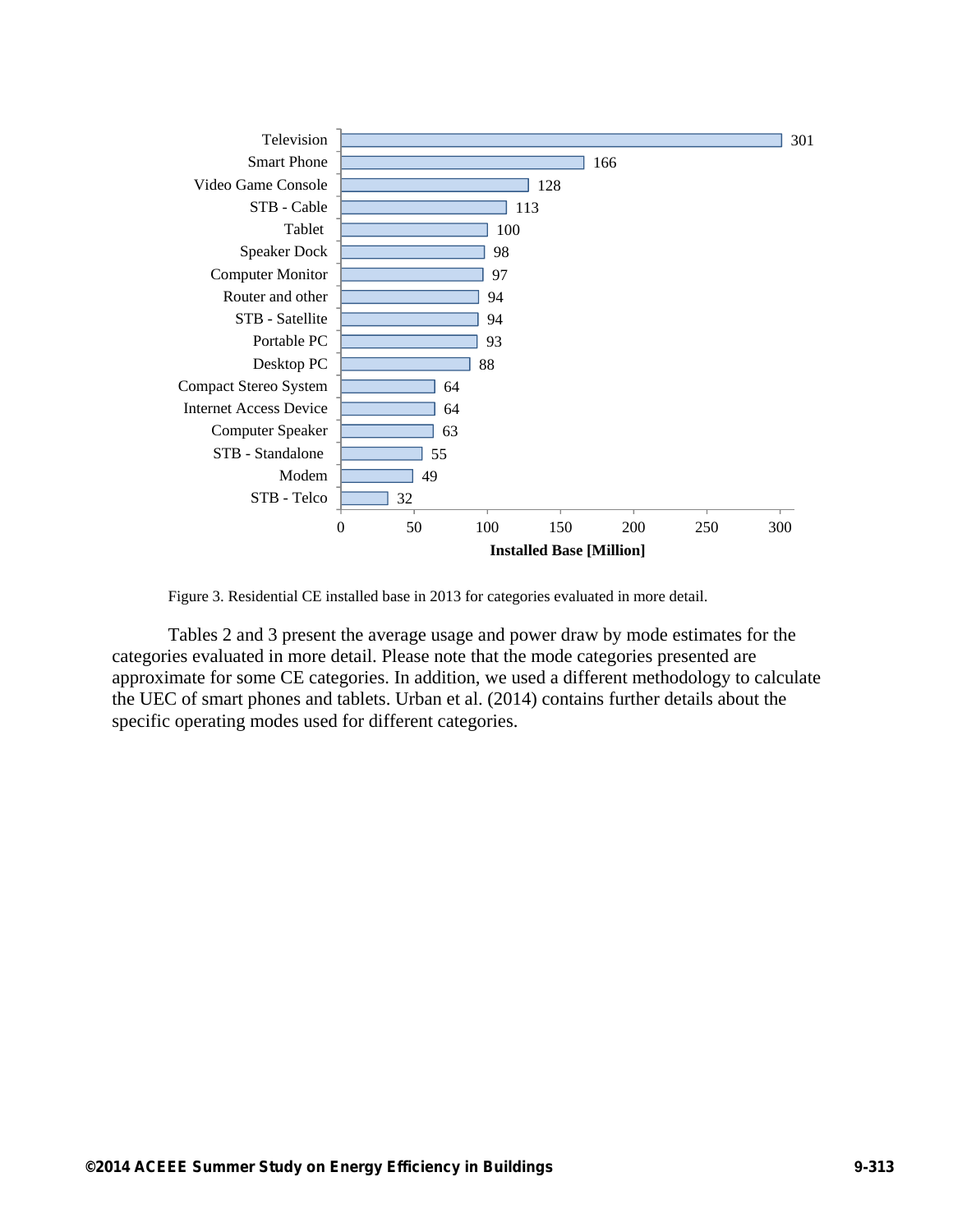| Category | Installed Base [Million] |
|---|---|
| Television | 301 |
| Smart Phone | 166 |
| Video Game Console | 128 |
| STB - Cable | 113 |
| Tablet | 100 |
| Speaker Dock | 98 |
| Computer Monitor | 97 |
| Router and other | 94 |
| STB - Satellite | 94 |
| Portable PC | 93 |
| Desktop PC | 88 |
| Compact Stereo System | 64 |
| Internet Access Device | 64 |
| Computer Speaker | 63 |
| STB - Standalone | 55 |
| Modem | 49 |
| STB - Telco | 32 |

Figure 3. Residential CE installed base in 2013 for categories evaluated in more detail.

Tables 2 and 3 present the average usage and power draw by mode estimates for the categories evaluated in more detail. Please note that the mode categories presented are approximate for some CE categories. In addition, we used a different methodology to calculate the UEC of smart phones and tablets. Urban et al. (2014) contains further details about the specific operating modes used for different categories.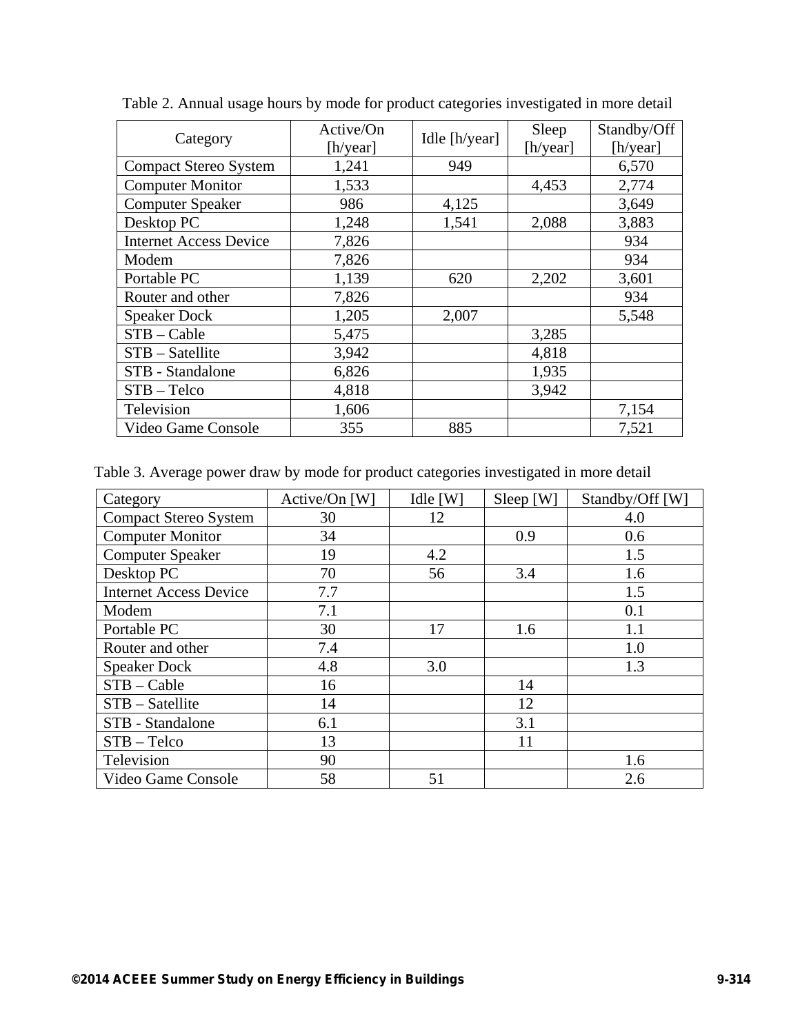Table 2. Annual usage hours by mode for product categories investigated in more detail

| Category | Active/On [h/year] | Idle [h/year] | Sleep [h/year] | Standby/Off [h/year] |
|---|---|---|---|---|
| Compact Stereo System | 1,241 | 949 | | 6,570 |
| Computer Monitor | 1,533 | | 4,453 | 2,774 |
| Computer Speaker | 986 | 4,125 | | 3,649 |
| Desktop PC | 1,248 | 1,541 | 2,088 | 3,883 |
| Internet Access Device | 7,826 | | | 934 |
| Modem | 7,826 | | | 934 |
| Portable PC | 1,139 | 620 | 2,202 | 3,601 |
| Router and other | 7,826 | | | 934 |
| Speaker Dock | 1,205 | 2,007 | | 5,548 |
| STB – Cable | 5,475 | | 3,285 | |
| STB – Satellite | 3,942 | | 4,818 | |
| STB - Standalone | 6,826 | | 1,935 | |
| STB – Telco | 4,818 | | 3,942 | |
| Television | 1,606 | | | 7,154 |
| Video Game Console | 355 | 885 | | 7,521 |

Table 3. Average power draw by mode for product categories investigated in more detail

| Category | Active/On [W] | Idle [W] | Sleep [W] | Standby/Off [W] |
|---|---|---|---|---|
| Compact Stereo System | 30 | 12 | | 4.0 |
| Computer Monitor | 34 | | 0.9 | 0.6 |
| Computer Speaker | 19 | 4.2 | | 1.5 |
| Desktop PC | 70 | 56 | 3.4 | 1.6 |
| Internet Access Device | 7.7 | | | 1.5 |
| Modem | 7.1 | | | 0.1 |
| Portable PC | 30 | 17 | 1.6 | 1.1 |
| Router and other | 7.4 | | | 1.0 |
| Speaker Dock | 4.8 | 3.0 | | 1.3 |
| STB – Cable | 16 | | 14 | |
| STB – Satellite | 14 | | 12 | |
| STB - Standalone | 6.1 | | 3.1 | |
| STB – Telco | 13 | | 11 | |
| Television | 90 | | | 1.6 |
| Video Game Console | 58 | 51 | | 2.6 |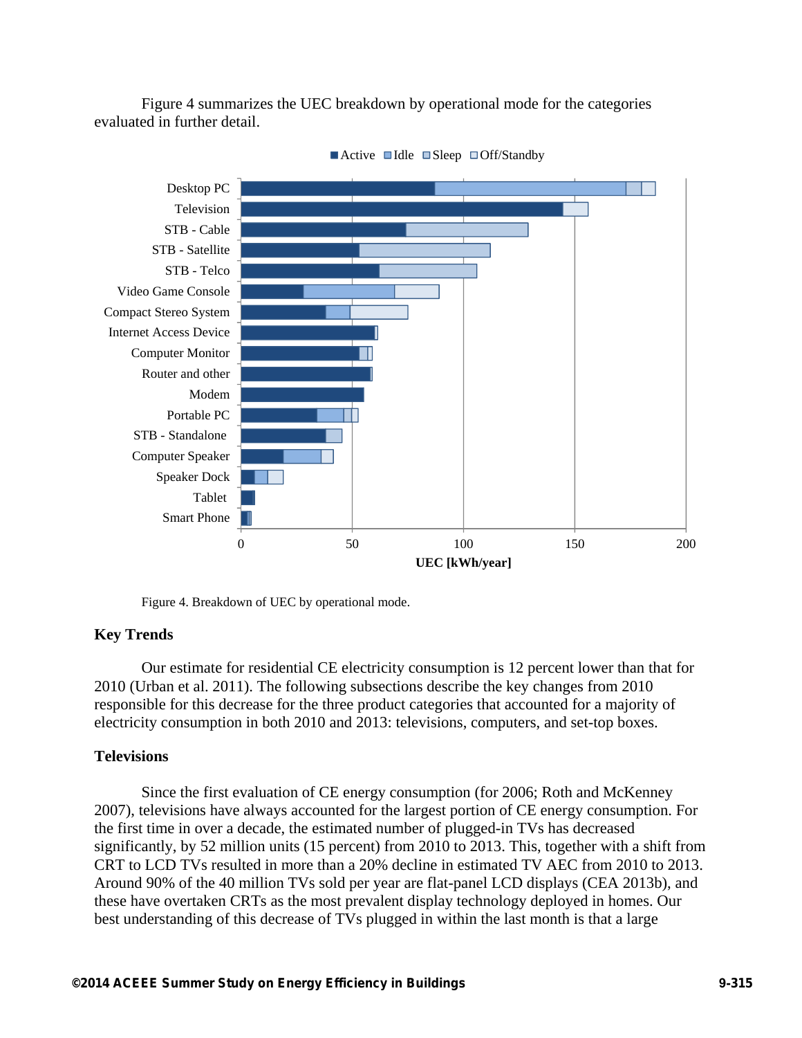Figure 4 summarizes the UEC breakdown by operational mode for the categories evaluated in further detail.

Figure 4. Breakdown of UEC by operational mode.

## Key Trends

Our estimate for residential CE electricity consumption is 12 percent lower than that for 2010 (Urban et al. 2011). The following subsections describe the key changes from 2010 responsible for this decrease for the three product categories that accounted for a majority of electricity consumption in both 2010 and 2013: televisions, computers, and set-top boxes.

## Televisions

Since the first evaluation of CE energy consumption (for 2006; Roth and McKenney 2007), televisions have always accounted for the largest portion of CE energy consumption. For the first time in over a decade, the estimated number of plugged-in TVs has decreased significantly, by 52 million units (15 percent) from 2010 to 2013. This, together with a shift from CRT to LCD TVs resulted in more than a 20% decline in estimated TV AEC from 2010 to 2013. Around 90% of the 40 million TVs sold per year are flat-panel LCD displays (CEA 2013b), and these have overtaken CRTs as the most prevalent display technology deployed in homes. Our best understanding of this decrease of TVs plugged in within the last month is that a large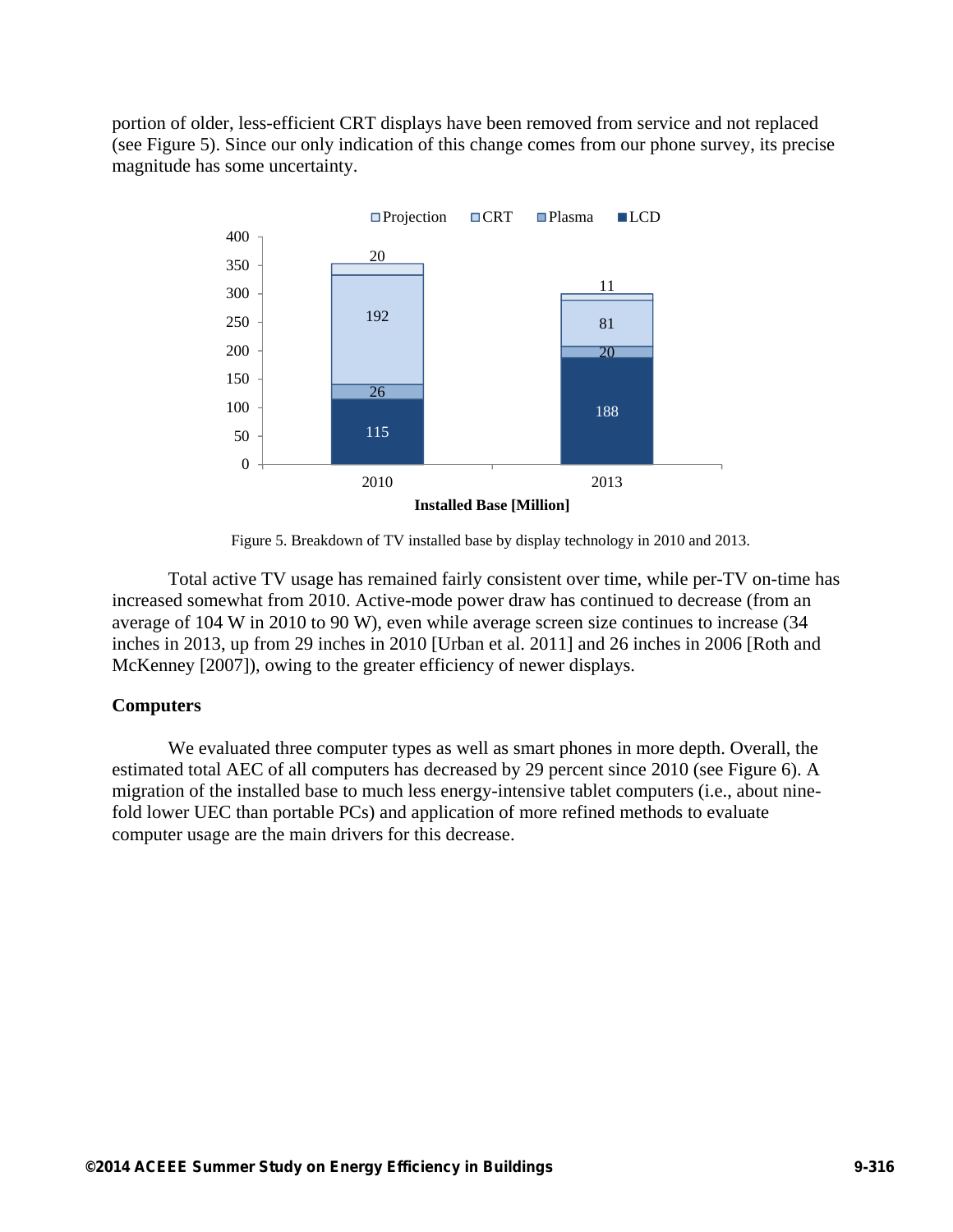portion of older, less-efficient CRT displays have been removed from service and not replaced (see Figure 5). Since our only indication of this change comes from our phone survey, its precise magnitude has some uncertainty.

Figure 5. Breakdown of TV installed base by display technology in 2010 and 2013.

Total active TV usage has remained fairly consistent over time, while per-TV on-time has increased somewhat from 2010. Active-mode power draw has continued to decrease (from an average of 104 W in 2010 to 90 W), even while average screen size continues to increase (34 inches in 2013, up from 29 inches in 2010 [Urban et al. 2011] and 26 inches in 2006 [Roth and McKenney [2007]), owing to the greater efficiency of newer displays.

**Computers**

We evaluated three computer types as well as smart phones in more depth. Overall, the estimated total AEC of all computers has decreased by 29 percent since 2010 (see Figure 6). A migration of the installed base to much less energy-intensive tablet computers (i.e., about nine-fold lower UEC than portable PCs) and application of more refined methods to evaluate computer usage are the main drivers for this decrease.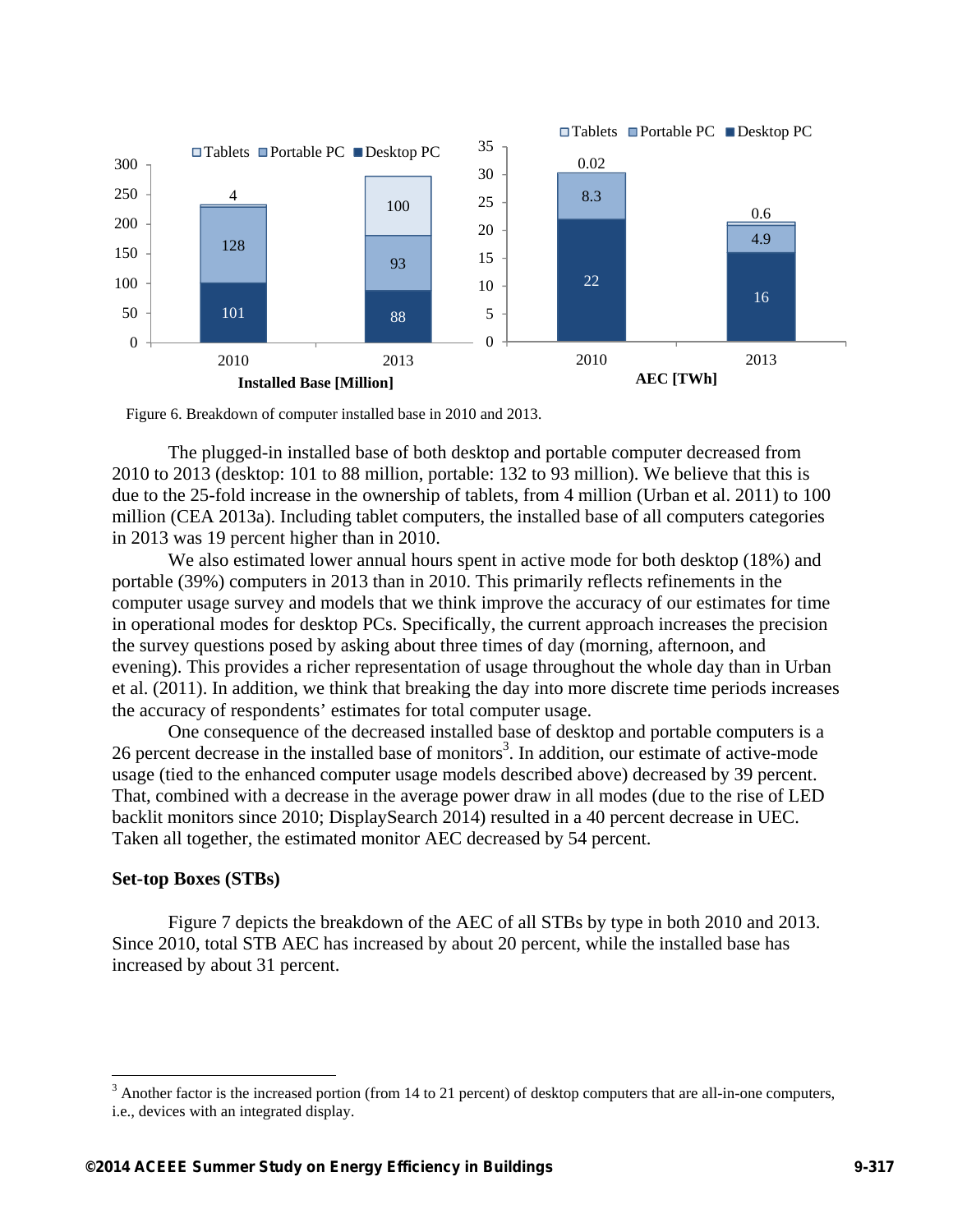Figure 6. Breakdown of computer installed base in 2010 and 2013.

The plugged-in installed base of both desktop and portable computer decreased from 2010 to 2013 (desktop: 101 to 88 million, portable: 132 to 93 million). We believe that this is due to the 25-fold increase in the ownership of tablets, from 4 million (Urban et al. 2011) to 100 million (CEA 2013a). Including tablet computers, the installed base of all computers categories in 2013 was 19 percent higher than in 2010.

We also estimated lower annual hours spent in active mode for both desktop (18%) and portable (39%) computers in 2013 than in 2010. This primarily reflects refinements in the computer usage survey and models that we think improve the accuracy of our estimates for time in operational modes for desktop PCs. Specifically, the current approach increases the precision the survey questions posed by asking about three times of day (morning, afternoon, and evening). This provides a richer representation of usage throughout the whole day than in Urban et al. (2011). In addition, we think that breaking the day into more discrete time periods increases the accuracy of respondents' estimates for total computer usage.

One consequence of the decreased installed base of desktop and portable computers is a 26 percent decrease in the installed base of monitors[3]. In addition, our estimate of active-mode usage (tied to the enhanced computer usage models described above) decreased by 39 percent. That, combined with a decrease in the average power draw in all modes (due to the rise of LED backlit monitors since 2010; DisplaySearch 2014) resulted in a 40 percent decrease in UEC. Taken all together, the estimated monitor AEC decreased by 54 percent.

### Set-top Boxes (STBs)

Figure 7 depicts the breakdown of the AEC of all STBs by type in both 2010 and 2013. Since 2010, total STB AEC has increased by about 20 percent, while the installed base has increased by about 31 percent.

[3] Another factor is the increased portion (from 14 to 21 percent) of desktop computers that are all-in-one computers, i.e., devices with an integrated display.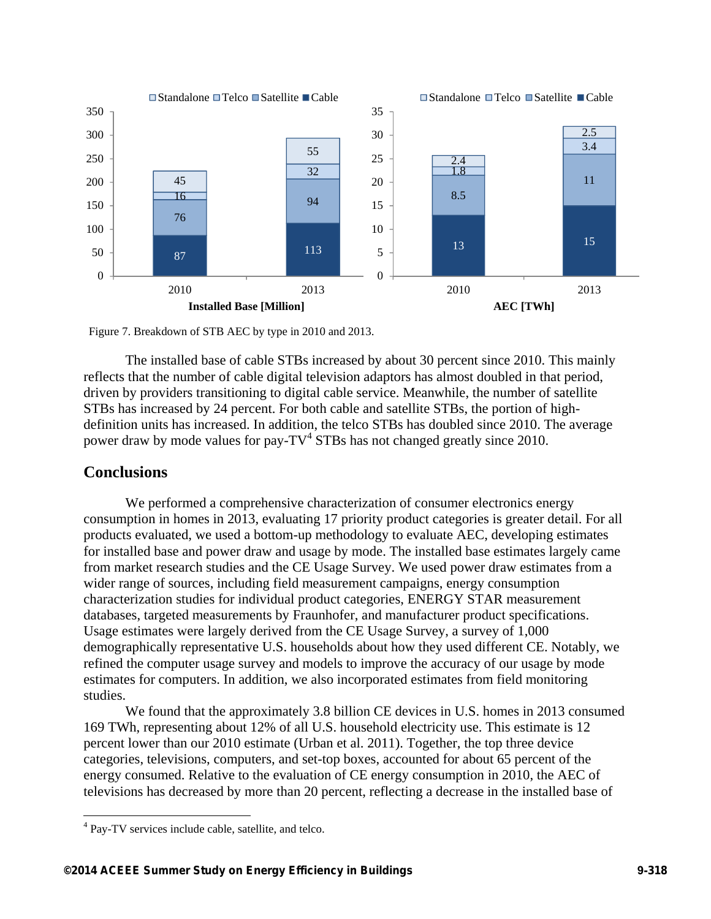Figure 7. Breakdown of STB AEC by type in 2010 and 2013.

The installed base of cable STBs increased by about 30 percent since 2010. This mainly reflects that the number of cable digital television adaptors has almost doubled in that period, driven by providers transitioning to digital cable service. Meanwhile, the number of satellite STBs has increased by 24 percent. For both cable and satellite STBs, the portion of high-definition units has increased. In addition, the telco STBs has doubled since 2010. The average power draw by mode values for pay-TV[4] STBs has not changed greatly since 2010.

## Conclusions

We performed a comprehensive characterization of consumer electronics energy consumption in homes in 2013, evaluating 17 priority product categories is greater detail. For all products evaluated, we used a bottom-up methodology to evaluate AEC, developing estimates for installed base and power draw and usage by mode. The installed base estimates largely came from market research studies and the CE Usage Survey. We used power draw estimates from a wider range of sources, including field measurement campaigns, energy consumption characterization studies for individual product categories, ENERGY STAR measurement databases, targeted measurements by Fraunhofer, and manufacturer product specifications. Usage estimates were largely derived from the CE Usage Survey, a survey of 1,000 demographically representative U.S. households about how they used different CE. Notably, we refined the computer usage survey and models to improve the accuracy of our usage by mode estimates for computers. In addition, we also incorporated estimates from field monitoring studies.

We found that the approximately 3.8 billion CE devices in U.S. homes in 2013 consumed 169 TWh, representing about 12% of all U.S. household electricity use. This estimate is 12 percent lower than our 2010 estimate (Urban et al. 2011). Together, the top three device categories, televisions, computers, and set-top boxes, accounted for about 65 percent of the energy consumed. Relative to the evaluation of CE energy consumption in 2010, the AEC of televisions has decreased by more than 20 percent, reflecting a decrease in the installed base of

[4] Pay-TV services include cable, satellite, and telco.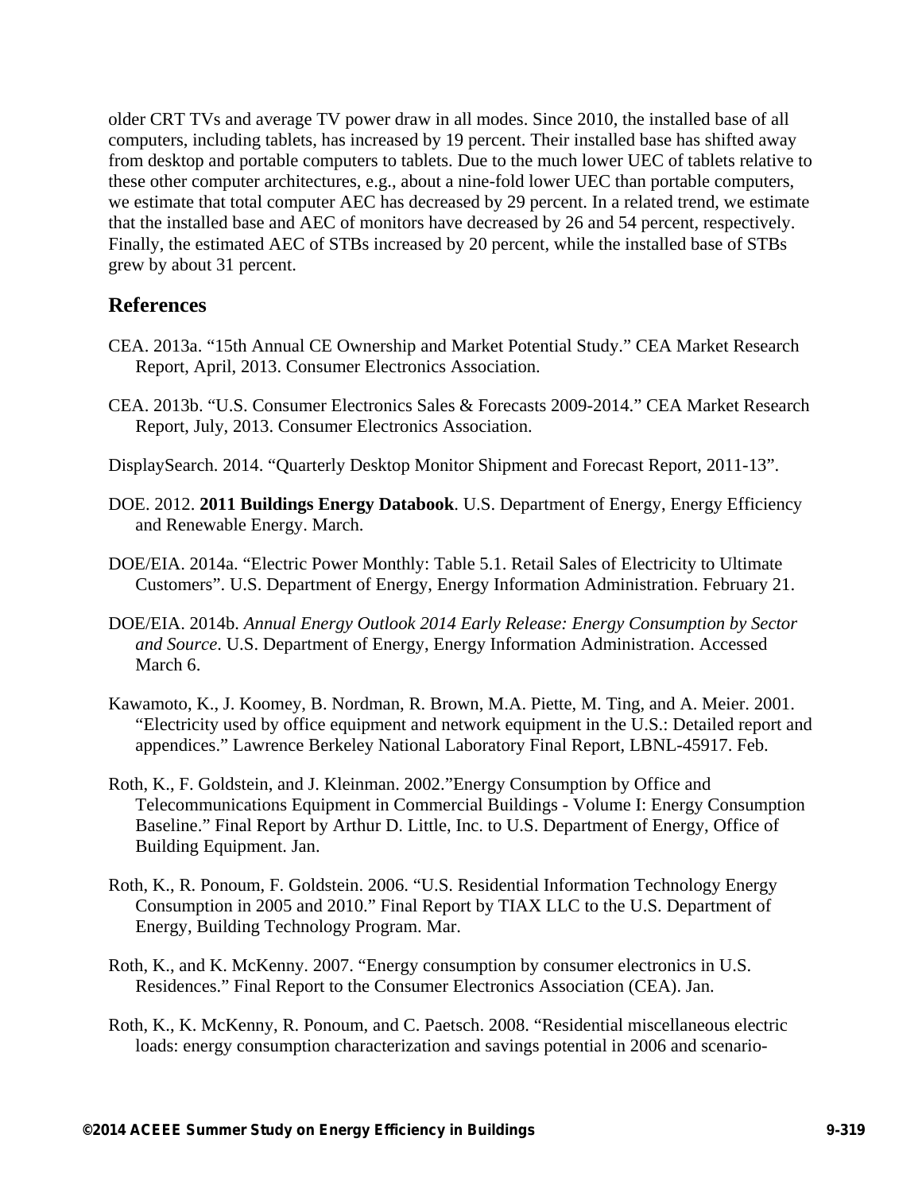older CRT TVs and average TV power draw in all modes. Since 2010, the installed base of all computers, including tablets, has increased by 19 percent. Their installed base has shifted away from desktop and portable computers to tablets. Due to the much lower UEC of tablets relative to these other computer architectures, e.g., about a nine-fold lower UEC than portable computers, we estimate that total computer AEC has decreased by 29 percent. In a related trend, we estimate that the installed base and AEC of monitors have decreased by 26 and 54 percent, respectively. Finally, the estimated AEC of STBs increased by 20 percent, while the installed base of STBs grew by about 31 percent.

## References

CEA. 2013a. "15th Annual CE Ownership and Market Potential Study." CEA Market Research Report, April, 2013. Consumer Electronics Association.

CEA. 2013b. "U.S. Consumer Electronics Sales & Forecasts 2009-2014." CEA Market Research Report, July, 2013. Consumer Electronics Association.

DisplaySearch. 2014. "Quarterly Desktop Monitor Shipment and Forecast Report, 2011-13".

DOE. 2012. **2011 Buildings Energy Databook**. U.S. Department of Energy, Energy Efficiency and Renewable Energy. March.

DOE/EIA. 2014a. "Electric Power Monthly: Table 5.1. Retail Sales of Electricity to Ultimate Customers". U.S. Department of Energy, Energy Information Administration. February 21.

DOE/EIA. 2014b. *Annual Energy Outlook 2014 Early Release: Energy Consumption by Sector and Source*. U.S. Department of Energy, Energy Information Administration. Accessed March 6.

Kawamoto, K., J. Koomey, B. Nordman, R. Brown, M.A. Piette, M. Ting, and A. Meier. 2001. "Electricity used by office equipment and network equipment in the U.S.: Detailed report and appendices." Lawrence Berkeley National Laboratory Final Report, LBNL-45917. Feb.

Roth, K., F. Goldstein, and J. Kleinman. 2002."Energy Consumption by Office and Telecommunications Equipment in Commercial Buildings - Volume I: Energy Consumption Baseline." Final Report by Arthur D. Little, Inc. to U.S. Department of Energy, Office of Building Equipment. Jan.

Roth, K., R. Ponoum, F. Goldstein. 2006. "U.S. Residential Information Technology Energy Consumption in 2005 and 2010." Final Report by TIAX LLC to the U.S. Department of Energy, Building Technology Program. Mar.

Roth, K., and K. McKenny. 2007. "Energy consumption by consumer electronics in U.S. Residences." Final Report to the Consumer Electronics Association (CEA). Jan.

Roth, K., K. McKenny, R. Ponoum, and C. Paetsch. 2008. "Residential miscellaneous electric loads: energy consumption characterization and savings potential in 2006 and scenario-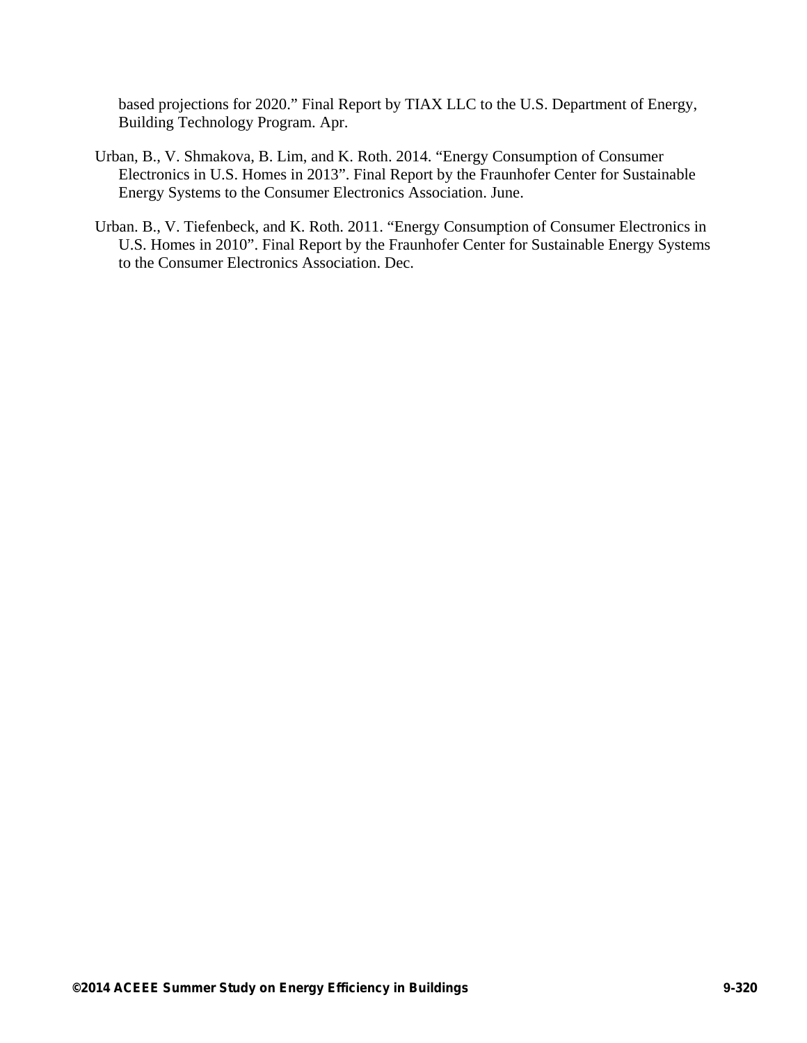based projections for 2020." Final Report by TIAX LLC to the U.S. Department of Energy, Building Technology Program. Apr.

Urban, B., V. Shmakova, B. Lim, and K. Roth. 2014. "Energy Consumption of Consumer Electronics in U.S. Homes in 2013". Final Report by the Fraunhofer Center for Sustainable Energy Systems to the Consumer Electronics Association. June.

Urban. B., V. Tiefenbeck, and K. Roth. 2011. "Energy Consumption of Consumer Electronics in U.S. Homes in 2010". Final Report by the Fraunhofer Center for Sustainable Energy Systems to the Consumer Electronics Association. Dec.